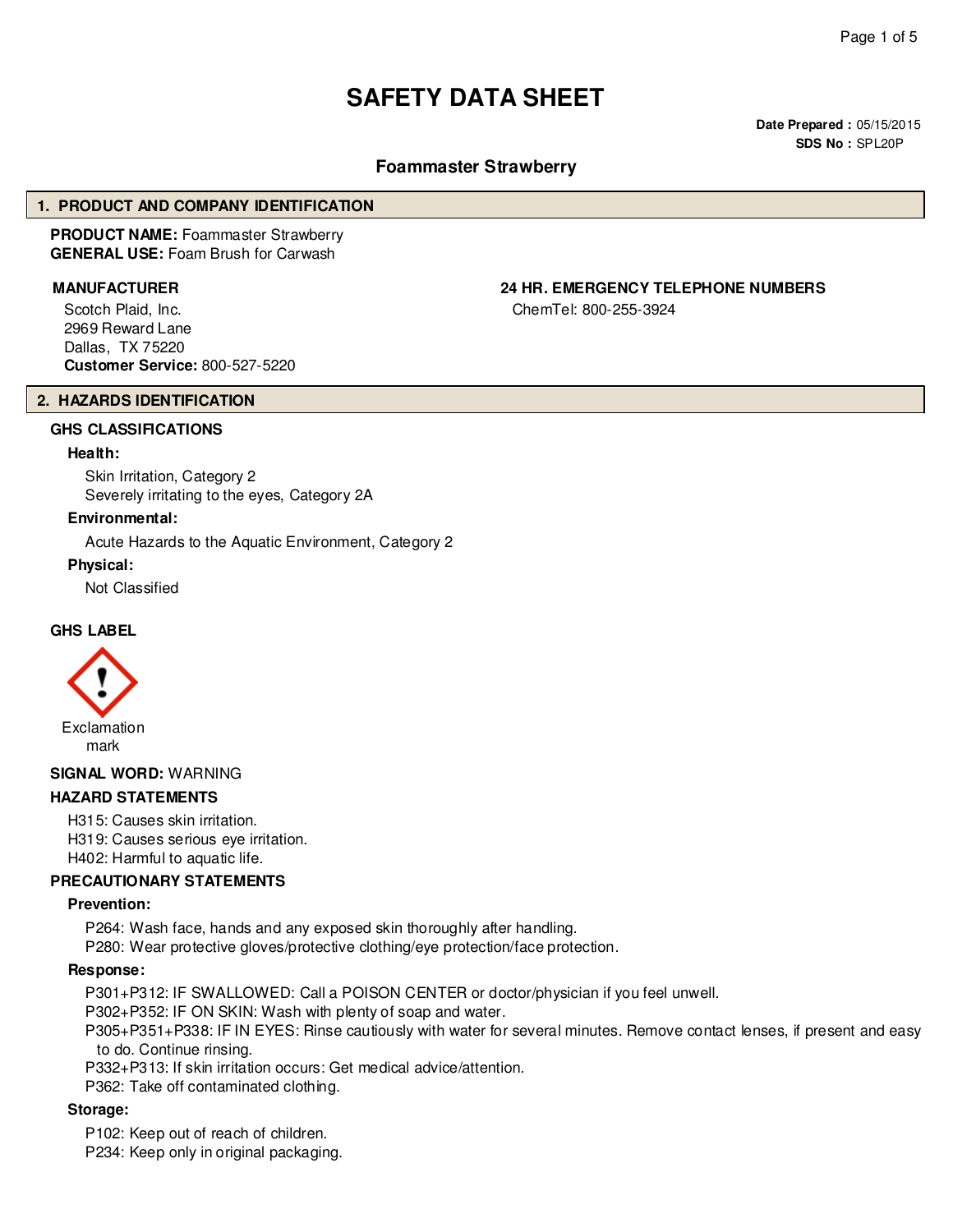# SAFETY DATA SHEET

**Date Prepared :** 05/15/2015
**SDS No :** SPL20P

## Foammaster Strawberry

## 1. PRODUCT AND COMPANY IDENTIFICATION

**PRODUCT NAME:** Foammaster Strawberry
**GENERAL USE:** Foam Brush for Carwash

**MANUFACTURER**

Scotch Plaid, Inc.
2969 Reward Lane
Dallas, TX 75220
**Customer Service:** 800-527-5220

**24 HR. EMERGENCY TELEPHONE NUMBERS**

ChemTel: 800-255-3924

## 2. HAZARDS IDENTIFICATION

### GHS CLASSIFICATIONS

**Health:**

Skin Irritation, Category 2
Severely irritating to the eyes, Category 2A

**Environmental:**

Acute Hazards to the Aquatic Environment, Category 2

**Physical:**

Not Classified

### GHS LABEL

Exclamation mark

**SIGNAL WORD:** WARNING

### HAZARD STATEMENTS

H315: Causes skin irritation.
H319: Causes serious eye irritation.
H402: Harmful to aquatic life.

### PRECAUTIONARY STATEMENTS

**Prevention:**

P264: Wash face, hands and any exposed skin thoroughly after handling.
P280: Wear protective gloves/protective clothing/eye protection/face protection.

**Response:**

P301+P312: IF SWALLOWED: Call a POISON CENTER or doctor/physician if you feel unwell.
P302+P352: IF ON SKIN: Wash with plenty of soap and water.
P305+P351+P338: IF IN EYES: Rinse cautiously with water for several minutes. Remove contact lenses, if present and easy to do. Continue rinsing.
P332+P313: If skin irritation occurs: Get medical advice/attention.
P362: Take off contaminated clothing.

**Storage:**

P102: Keep out of reach of children.
P234: Keep only in original packaging.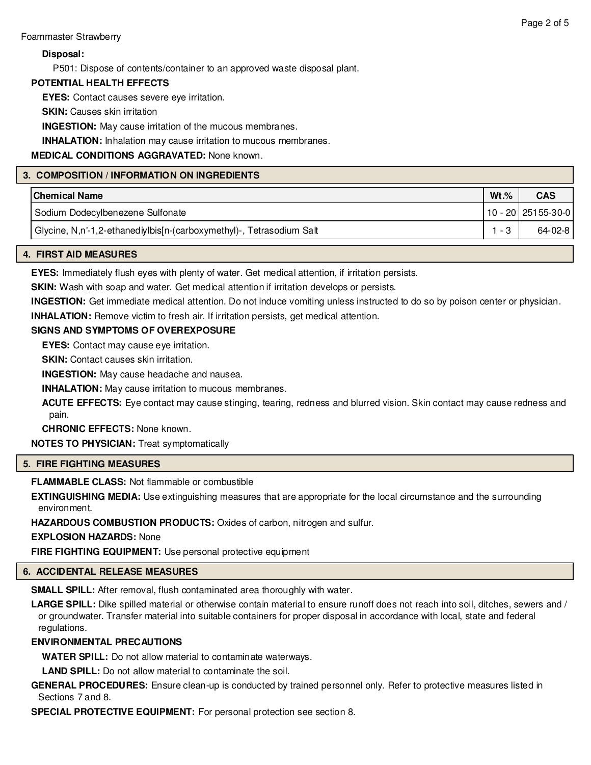**Disposal:**

P501: Dispose of contents/container to an approved waste disposal plant.

**POTENTIAL HEALTH EFFECTS**

**EYES:** Contact causes severe eye irritation.

**SKIN:** Causes skin irritation

**INGESTION:** May cause irritation of the mucous membranes.

**INHALATION:** Inhalation may cause irritation to mucous membranes.

**MEDICAL CONDITIONS AGGRAVATED:** None known.

## 3. COMPOSITION / INFORMATION ON INGREDIENTS

| Chemical Name | Wt.% | CAS |
|---|---|---|
| Sodium Dodecylbenezene Sulfonate | 10 - 20 | 25155-30-0 |
| Glycine, N,n'-1,2-ethanediylbis[n-(carboxymethyl)-, Tetrasodium Salt | 1 - 3 | 64-02-8 |

## 4. FIRST AID MEASURES

**EYES:** Immediately flush eyes with plenty of water. Get medical attention, if irritation persists.

**SKIN:** Wash with soap and water. Get medical attention if irritation develops or persists.

**INGESTION:** Get immediate medical attention. Do not induce vomiting unless instructed to do so by poison center or physician.

**INHALATION:** Remove victim to fresh air. If irritation persists, get medical attention.

**SIGNS AND SYMPTOMS OF OVEREXPOSURE**

**EYES:** Contact may cause eye irritation.

**SKIN:** Contact causes skin irritation.

**INGESTION:** May cause headache and nausea.

**INHALATION:** May cause irritation to mucous membranes.

**ACUTE EFFECTS:** Eye contact may cause stinging, tearing, redness and blurred vision. Skin contact may cause redness and pain.

**CHRONIC EFFECTS:** None known.

**NOTES TO PHYSICIAN:** Treat symptomatically

## 5. FIRE FIGHTING MEASURES

**FLAMMABLE CLASS:** Not flammable or combustible

**EXTINGUISHING MEDIA:** Use extinguishing measures that are appropriate for the local circumstance and the surrounding environment.

**HAZARDOUS COMBUSTION PRODUCTS:** Oxides of carbon, nitrogen and sulfur.

**EXPLOSION HAZARDS:** None

**FIRE FIGHTING EQUIPMENT:** Use personal protective equipment

## 6. ACCIDENTAL RELEASE MEASURES

**SMALL SPILL:** After removal, flush contaminated area thoroughly with water.

**LARGE SPILL:** Dike spilled material or otherwise contain material to ensure runoff does not reach into soil, ditches, sewers and / or groundwater. Transfer material into suitable containers for proper disposal in accordance with local, state and federal regulations.

**ENVIRONMENTAL PRECAUTIONS**

**WATER SPILL:** Do not allow material to contaminate waterways.

**LAND SPILL:** Do not allow material to contaminate the soil.

**GENERAL PROCEDURES:** Ensure clean-up is conducted by trained personnel only. Refer to protective measures listed in Sections 7 and 8.

**SPECIAL PROTECTIVE EQUIPMENT:** For personal protection see section 8.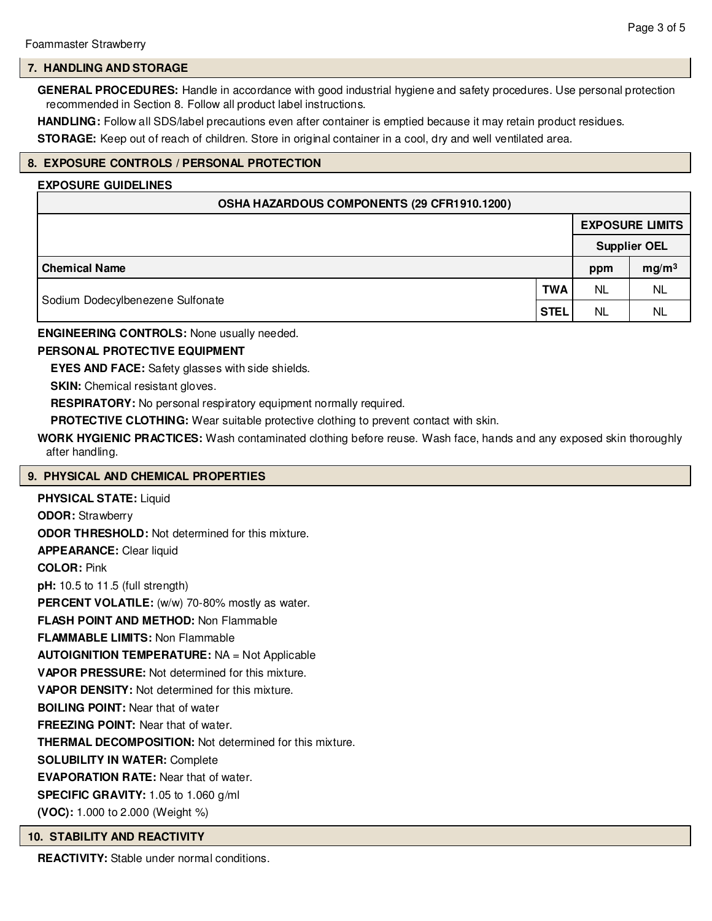## 7. HANDLING AND STORAGE

**GENERAL PROCEDURES:** Handle in accordance with good industrial hygiene and safety procedures. Use personal protection recommended in Section 8. Follow all product label instructions.

**HANDLING:** Follow all SDS/label precautions even after container is emptied because it may retain product residues.

**STORAGE:** Keep out of reach of children. Store in original container in a cool, dry and well ventilated area.

## 8. EXPOSURE CONTROLS / PERSONAL PROTECTION

**EXPOSURE GUIDELINES**

| OSHA HAZARDOUS COMPONENTS (29 CFR1910.1200) | | | |
|---|---|---|---|
| | | EXPOSURE LIMITS | |
| | | Supplier OEL | |
| **Chemical Name** | | **ppm** | **mg/m³** |
| Sodium Dodecylbenezene Sulfonate | **TWA** | NL | NL |
| | **STEL** | NL | NL |

**ENGINEERING CONTROLS:** None usually needed.

**PERSONAL PROTECTIVE EQUIPMENT**

**EYES AND FACE:** Safety glasses with side shields.

**SKIN:** Chemical resistant gloves.

**RESPIRATORY:** No personal respiratory equipment normally required.

**PROTECTIVE CLOTHING:** Wear suitable protective clothing to prevent contact with skin.

**WORK HYGIENIC PRACTICES:** Wash contaminated clothing before reuse. Wash face, hands and any exposed skin thoroughly after handling.

## 9. PHYSICAL AND CHEMICAL PROPERTIES

**PHYSICAL STATE:** Liquid

**ODOR:** Strawberry

**ODOR THRESHOLD:** Not determined for this mixture.

**APPEARANCE:** Clear liquid

**COLOR:** Pink

**pH:** 10.5 to 11.5 (full strength)

**PERCENT VOLATILE:** (w/w) 70-80% mostly as water.

**FLASH POINT AND METHOD:** Non Flammable

**FLAMMABLE LIMITS:** Non Flammable

**AUTOIGNITION TEMPERATURE:** NA = Not Applicable

**VAPOR PRESSURE:** Not determined for this mixture.

**VAPOR DENSITY:** Not determined for this mixture.

**BOILING POINT:** Near that of water

**FREEZING POINT:** Near that of water.

**THERMAL DECOMPOSITION:** Not determined for this mixture.

**SOLUBILITY IN WATER:** Complete

**EVAPORATION RATE:** Near that of water.

**SPECIFIC GRAVITY:** 1.05 to 1.060 g/ml

**(VOC):** 1.000 to 2.000 (Weight %)

## 10. STABILITY AND REACTIVITY

**REACTIVITY:** Stable under normal conditions.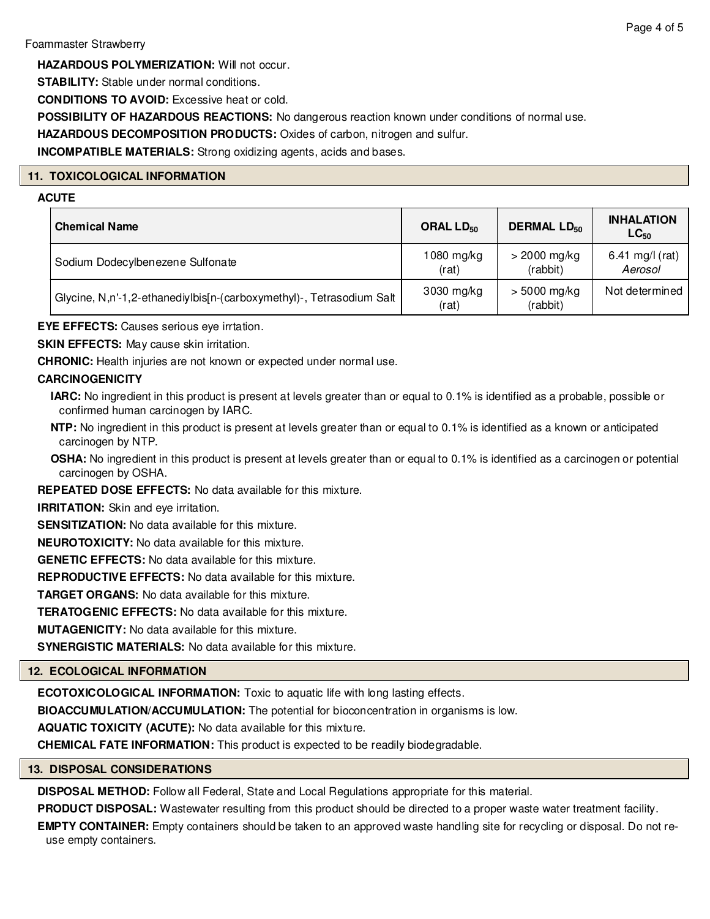**HAZARDOUS POLYMERIZATION:** Will not occur.

**STABILITY:** Stable under normal conditions.

**CONDITIONS TO AVOID:** Excessive heat or cold.

**POSSIBILITY OF HAZARDOUS REACTIONS:** No dangerous reaction known under conditions of normal use.

**HAZARDOUS DECOMPOSITION PRODUCTS:** Oxides of carbon, nitrogen and sulfur.

**INCOMPATIBLE MATERIALS:** Strong oxidizing agents, acids and bases.

## 11. TOXICOLOGICAL INFORMATION

**ACUTE**

| Chemical Name | ORAL $LD_{50}$ | DERMAL $LD_{50}$ | INHALATION $LC_{50}$ |
|---|---|---|---|
| Sodium Dodecylbenezene Sulfonate | 1080 mg/kg (rat) | > 2000 mg/kg (rabbit) | 6.41 mg/l (rat) *Aerosol* |
| Glycine, N,n'-1,2-ethanediylbis[n-(carboxymethyl)-, Tetrasodium Salt | 3030 mg/kg (rat) | > 5000 mg/kg (rabbit) | Not determined |

**EYE EFFECTS:** Causes serious eye irrtation.

**SKIN EFFECTS:** May cause skin irritation.

**CHRONIC:** Health injuries are not known or expected under normal use.

**CARCINOGENICITY**

**IARC:** No ingredient in this product is present at levels greater than or equal to 0.1% is identified as a probable, possible or confirmed human carcinogen by IARC.

**NTP:** No ingredient in this product is present at levels greater than or equal to 0.1% is identified as a known or anticipated carcinogen by NTP.

**OSHA:** No ingredient in this product is present at levels greater than or equal to 0.1% is identified as a carcinogen or potential carcinogen by OSHA.

**REPEATED DOSE EFFECTS:** No data available for this mixture.

**IRRITATION:** Skin and eye irritation.

**SENSITIZATION:** No data available for this mixture.

**NEUROTOXICITY:** No data available for this mixture.

**GENETIC EFFECTS:** No data available for this mixture.

**REPRODUCTIVE EFFECTS:** No data available for this mixture.

**TARGET ORGANS:** No data available for this mixture.

**TERATOGENIC EFFECTS:** No data available for this mixture.

**MUTAGENICITY:** No data available for this mixture.

**SYNERGISTIC MATERIALS:** No data available for this mixture.

## 12. ECOLOGICAL INFORMATION

**ECOTOXICOLOGICAL INFORMATION:** Toxic to aquatic life with long lasting effects.

**BIOACCUMULATION/ACCUMULATION:** The potential for bioconcentration in organisms is low.

**AQUATIC TOXICITY (ACUTE):** No data available for this mixture.

**CHEMICAL FATE INFORMATION:** This product is expected to be readily biodegradable.

## 13. DISPOSAL CONSIDERATIONS

**DISPOSAL METHOD:** Follow all Federal, State and Local Regulations appropriate for this material.

**PRODUCT DISPOSAL:** Wastewater resulting from this product should be directed to a proper waste water treatment facility.

**EMPTY CONTAINER:** Empty containers should be taken to an approved waste handling site for recycling or disposal. Do not re-use empty containers.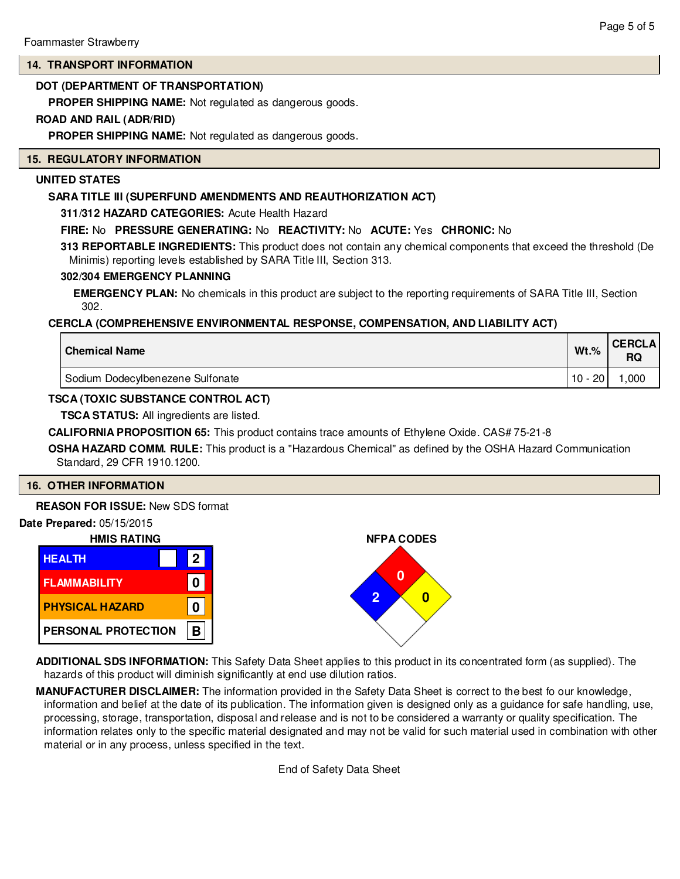Foammaster Strawberry

## 14. TRANSPORT INFORMATION

**DOT (DEPARTMENT OF TRANSPORTATION)**

**PROPER SHIPPING NAME:** Not regulated as dangerous goods.

**ROAD AND RAIL (ADR/RID)**

**PROPER SHIPPING NAME:** Not regulated as dangerous goods.

## 15. REGULATORY INFORMATION

**UNITED STATES**

**SARA TITLE III (SUPERFUND AMENDMENTS AND REAUTHORIZATION ACT)**

**311/312 HAZARD CATEGORIES:** Acute Health Hazard

**FIRE:** No **PRESSURE GENERATING:** No **REACTIVITY:** No **ACUTE:** Yes **CHRONIC:** No

**313 REPORTABLE INGREDIENTS:** This product does not contain any chemical components that exceed the threshold (De Minimis) reporting levels established by SARA Title III, Section 313.

**302/304 EMERGENCY PLANNING**

**EMERGENCY PLAN:** No chemicals in this product are subject to the reporting requirements of SARA Title III, Section 302.

**CERCLA (COMPREHENSIVE ENVIRONMENTAL RESPONSE, COMPENSATION, AND LIABILITY ACT)**

| Chemical Name | Wt.% | CERCLA RQ |
|---|---|---|
| Sodium Dodecylbenezene Sulfonate | 10 - 20 | 1,000 |

**TSCA (TOXIC SUBSTANCE CONTROL ACT)**

**TSCA STATUS:** All ingredients are listed.

**CALIFORNIA PROPOSITION 65:** This product contains trace amounts of Ethylene Oxide. CAS# 75-21-8

**OSHA HAZARD COMM. RULE:** This product is a "Hazardous Chemical" as defined by the OSHA Hazard Communication Standard, 29 CFR 1910.1200.

## 16. OTHER INFORMATION

**REASON FOR ISSUE:** New SDS format

**Date Prepared:** 05/15/2015

**HMIS RATING**

| | |
|---|---|
| HEALTH | 2 |
| FLAMMABILITY | 0 |
| PHYSICAL HAZARD | 0 |
| PERSONAL PROTECTION | B |

**NFPA CODES**

0
2
0

**ADDITIONAL SDS INFORMATION:** This Safety Data Sheet applies to this product in its concentrated form (as supplied). The hazards of this product will diminish significantly at end use dilution ratios.

**MANUFACTURER DISCLAIMER:** The information provided in the Safety Data Sheet is correct to the best fo our knowledge, information and belief at the date of its publication. The information given is designed only as a guidance for safe handling, use, processing, storage, transportation, disposal and release and is not to be considered a warranty or quality specification. The information relates only to the specific material designated and may not be valid for such material used in combination with other material or in any process, unless specified in the text.

End of Safety Data Sheet